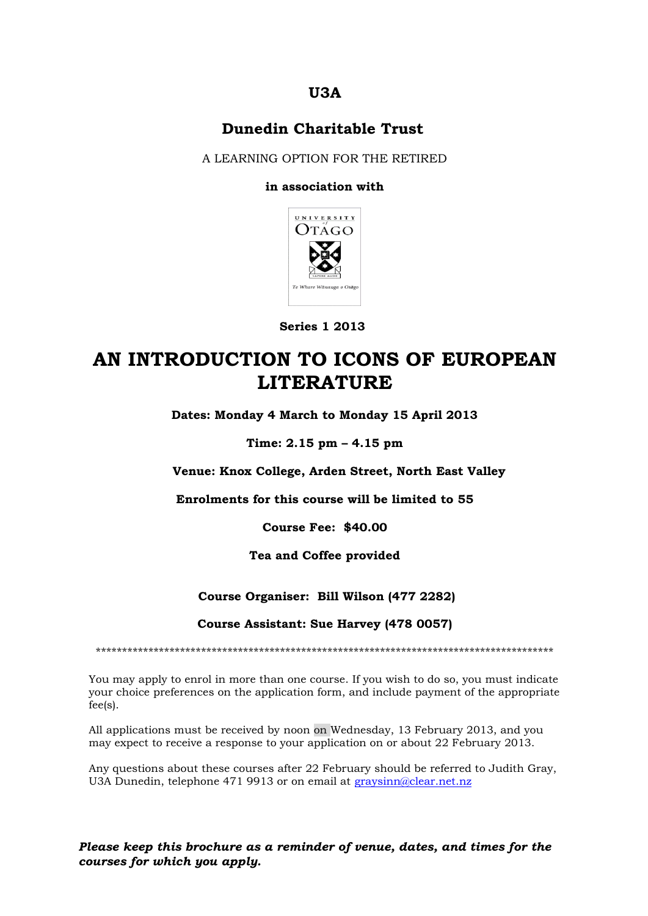**U3A**

**Dunedin Charitable Trust**

A LEARNING OPTION FOR THE RETIRED

**in association with**

**Series 1 2013**

# AN INTRODUCTION TO ICONS OF EUROPEAN LITERATURE

**Dates: Monday 4 March to Monday 15 April 2013**

**Time: 2.15 pm – 4.15 pm**

**Venue: Knox College, Arden Street, North East Valley**

**Enrolments for this course will be limited to 55**

**Course Fee: $40.00**

**Tea and Coffee provided**

**Course Organiser: Bill Wilson (477 2282)**

**Course Assistant: Sue Harvey (478 0057)**

\*\*\*\*\*\*\*\*\*\*\*\*\*\*\*\*\*\*\*\*\*\*\*\*\*\*\*\*\*\*\*\*\*\*\*\*\*\*\*\*\*\*\*\*\*\*\*\*\*\*\*\*\*\*\*\*\*\*\*\*\*\*\*\*\*\*\*\*\*\*\*\*\*\*\*\*\*\*\*\*\*\*\*\*\*\*\*\*

You may apply to enrol in more than one course. If you wish to do so, you must indicate your choice preferences on the application form, and include payment of the appropriate fee(s).

All applications must be received by noon on Wednesday, 13 February 2013, and you may expect to receive a response to your application on or about 22 February 2013.

Any questions about these courses after 22 February should be referred to Judith Gray, U3A Dunedin, telephone 471 9913 or on email at graysinn@clear.net.nz

***Please keep this brochure as a reminder of venue, dates, and times for the courses for which you apply.***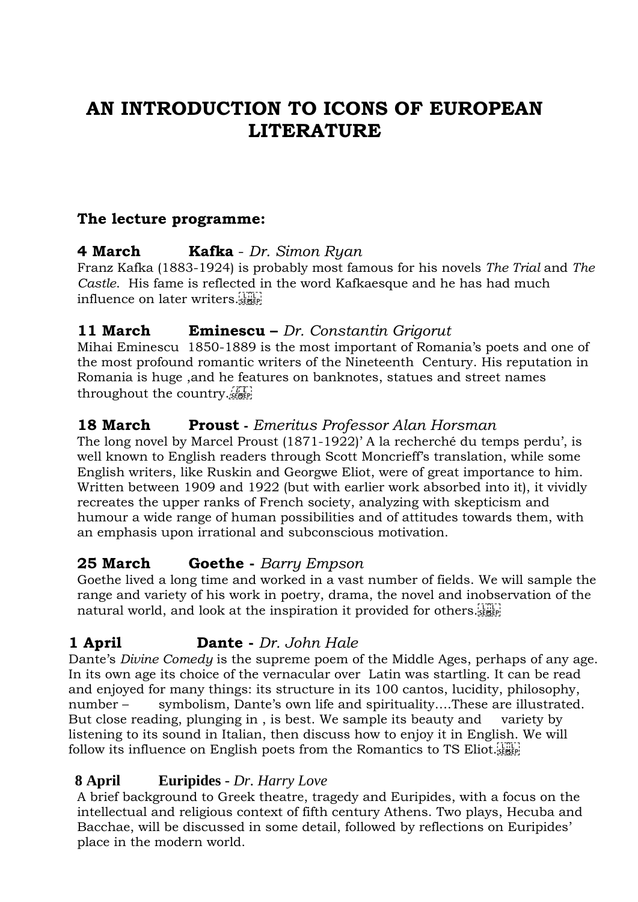# AN INTRODUCTION TO ICONS OF EUROPEAN LITERATURE

**The lecture programme:**

**4 March** **Kafka** - *Dr. Simon Ryan*
Franz Kafka (1883-1924) is probably most famous for his novels *The Trial* and *The Castle*. His fame is reflected in the word Kafkaesque and he has had much influence on later writers.

**11 March** **Eminescu –** *Dr. Constantin Grigorut*
Mihai Eminescu 1850-1889 is the most important of Romania's poets and one of the most profound romantic writers of the Nineteenth Century. His reputation in Romania is huge ,and he features on banknotes, statues and street names throughout the country.

**18 March** **Proust** - *Emeritus Professor Alan Horsman*
The long novel by Marcel Proust (1871-1922)' A la recherché du temps perdu', is well known to English readers through Scott Moncrieff's translation, while some English writers, like Ruskin and Georgwe Eliot, were of great importance to him. Written between 1909 and 1922 (but with earlier work absorbed into it), it vividly recreates the upper ranks of French society, analyzing with skepticism and humour a wide range of human possibilities and of attitudes towards them, with an emphasis upon irrational and subconscious motivation.

**25 March** **Goethe -** *Barry Empson*
Goethe lived a long time and worked in a vast number of fields. We will sample the range and variety of his work in poetry, drama, the novel and inobservation of the natural world, and look at the inspiration it provided for others.

**1 April** **Dante -** *Dr. John Hale*
Dante's *Divine Comedy* is the supreme poem of the Middle Ages, perhaps of any age. In its own age its choice of the vernacular over Latin was startling. It can be read and enjoyed for many things: its structure in its 100 cantos, lucidity, philosophy, number – symbolism, Dante's own life and spirituality….These are illustrated. But close reading, plunging in , is best. We sample its beauty and variety by listening to its sound in Italian, then discuss how to enjoy it in English. We will follow its influence on English poets from the Romantics to TS Eliot.

**8 April** **Euripides** - *Dr. Harry Love*
A brief background to Greek theatre, tragedy and Euripides, with a focus on the intellectual and religious context of fifth century Athens. Two plays, Hecuba and Bacchae, will be discussed in some detail, followed by reflections on Euripides' place in the modern world.